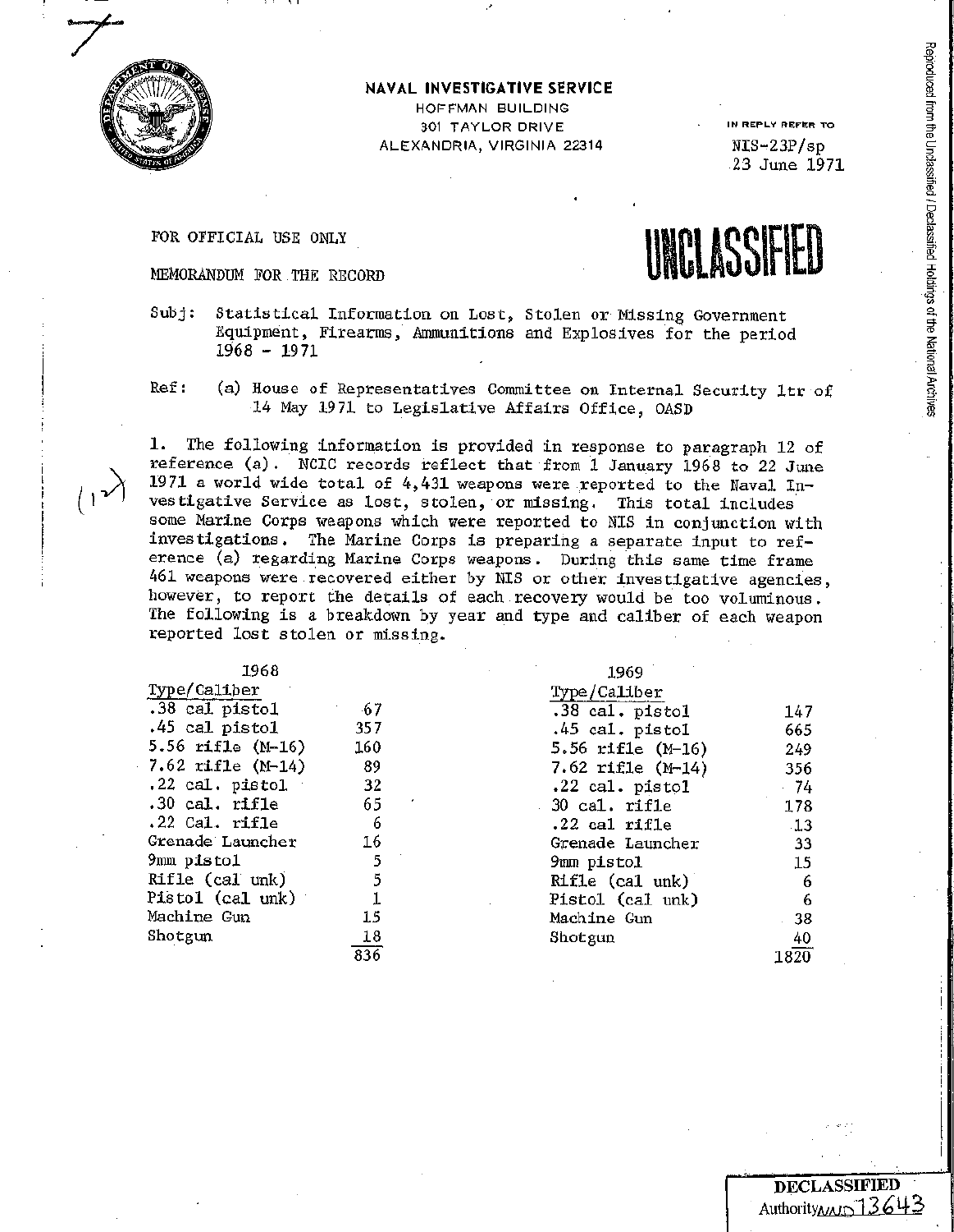**NAVAL INVESTIGATIVE SERVICE**
HOFFMAN BUILDING
301 TAYLOR DRIVE
ALEXANDRIA, VIRGINIA 22314

IN REPLY REFER TO
NIS-23P/sp
23 June 1971

FOR OFFICIAL USE ONLY

**UNCLASSIFIED**

MEMORANDUM FOR THE RECORD

Subj: Statistical Information on Lost, Stolen or Missing Government Equipment, Firearms, Ammunitions and Explosives for the period 1968 - 1971

Ref: (a) House of Representatives Committee on Internal Security ltr of 14 May 1971 to Legislative Affairs Office, OASD

1. The following information is provided in response to paragraph 12 of reference (a). NCIC records reflect that from 1 January 1968 to 22 June 1971 a world wide total of 4,431 weapons were reported to the Naval Investigative Service as lost, stolen, or missing. This total includes some Marine Corps weapons which were reported to NIS in conjunction with investigations. The Marine Corps is preparing a separate input to reference (a) regarding Marine Corps weapons. During this same time frame 461 weapons were recovered either by NIS or other investigative agencies, however, to report the details of each recovery would be too voluminous. The following is a breakdown by year and type and caliber of each weapon reported lost stolen or missing.

**1968**

| Type/Caliber | |
|---|---|
| .38 cal pistol | 67 |
| .45 cal pistol | 357 |
| 5.56 rifle (M-16) | 160 |
| 7.62 rifle (M-14) | 89 |
| .22 cal. pistol | 32 |
| .30 cal. rifle | 65 |
| .22 Cal. rifle | 6 |
| Grenade Launcher | 16 |
| 9mm pistol | 5 |
| Rifle (cal unk) | 5 |
| Pistol (cal unk) | 1 |
| Machine Gun | 15 |
| Shotgun | 18 |
| | 836 |

**1969**

| Type/Caliber | |
|---|---|
| .38 cal. pistol | 147 |
| .45 cal. pistol | 665 |
| 5.56 rifle (M-16) | 249 |
| 7.62 rifle (M-14) | 356 |
| .22 cal. pistol | 74 |
| 30 cal. rifle | 178 |
| .22 cal rifle | 13 |
| Grenade Launcher | 33 |
| 9mm pistol | 15 |
| Rifle (cal unk) | 6 |
| Pistol (cal unk) | 6 |
| Machine Gun | 38 |
| Shotgun | 40 |
| | 1820 |

DECLASSIFIED
Authority NND 13643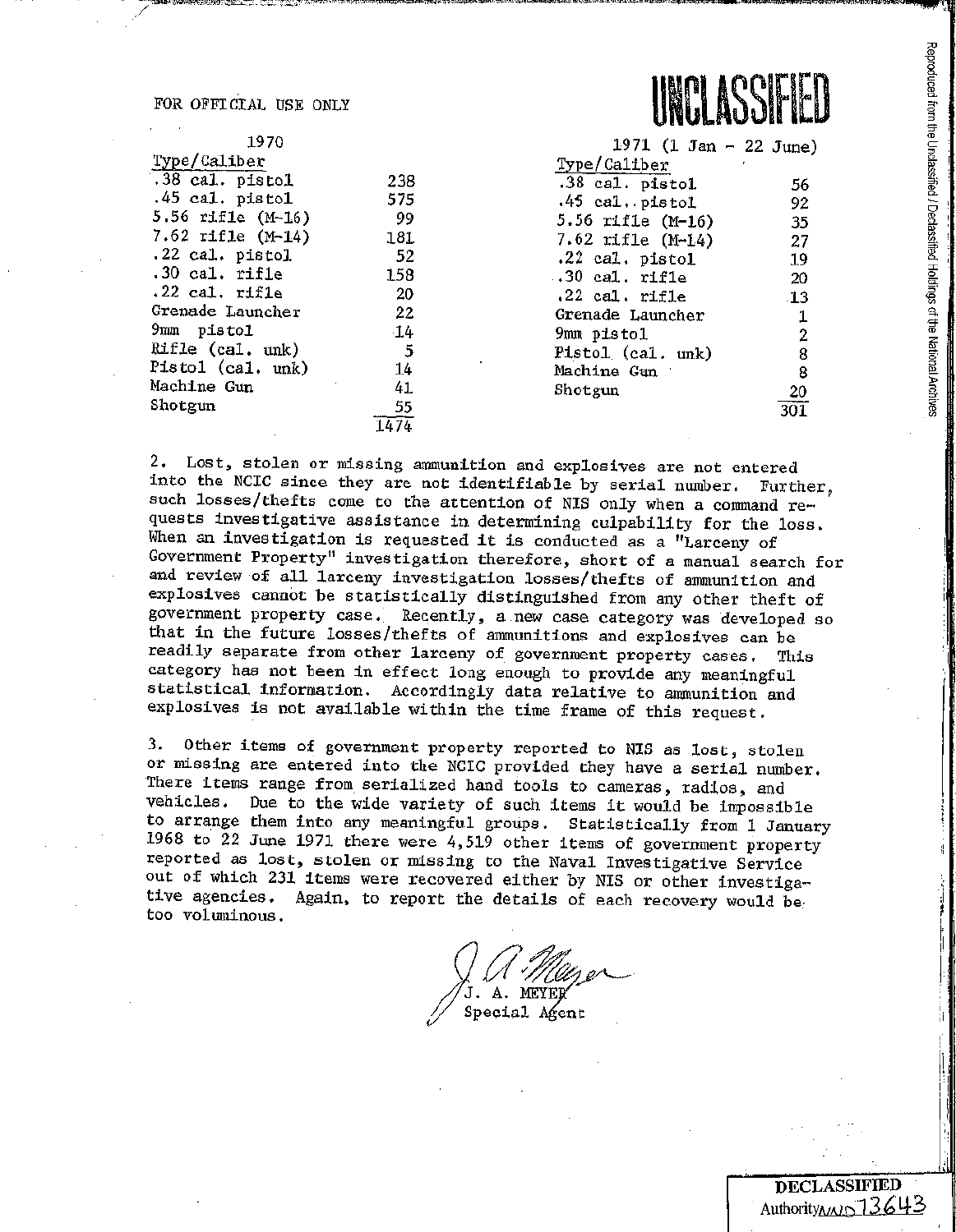FOR OFFICIAL USE ONLY

UNCLASSIFIED

**1970**

| Type/Caliber | |
|---|---|
| .38 cal. pistol | 238 |
| .45 cal. pistol | 575 |
| 5.56 rifle (M-16) | 99 |
| 7.62 rifle (M-14) | 181 |
| .22 cal. pistol | 52 |
| .30 cal. rifle | 158 |
| .22 cal. rifle | 20 |
| Grenade Launcher | 22 |
| 9mm pistol | 14 |
| Rifle (cal. unk) | 5 |
| Pistol (cal. unk) | 14 |
| Machine Gun | 41 |
| Shotgun | 55 |
| | 1474 |

**1971 (1 Jan - 22 June)**

| Type/Caliber | |
|---|---|
| .38 cal. pistol | 56 |
| .45 cal. pistol | 92 |
| 5.56 rifle (M-16) | 35 |
| 7.62 rifle (M-14) | 27 |
| .22 cal. pistol | 19 |
| .30 cal. rifle | 20 |
| .22 cal. rifle | 13 |
| Grenade Launcher | 1 |
| 9mm pistol | 2 |
| Pistol (cal. unk) | 8 |
| Machine Gun | 8 |
| Shotgun | 20 |
| | 301 |

2. Lost, stolen or missing ammunition and explosives are not entered into the NCIC since they are not identifiable by serial number. Further, such losses/thefts come to the attention of NIS only when a command requests investigative assistance in determining culpability for the loss. When an investigation is requested it is conducted as a "Larceny of Government Property" investigation therefore, short of a manual search for and review of all larceny investigation losses/thefts of ammunition and explosives cannot be statistically distinguished from any other theft of government property case. Recently, a new case category was developed so that in the future losses/thefts of ammunitions and explosives can be readily separate from other larceny of government property cases. This category has not been in effect long enough to provide any meaningful statistical information. Accordingly data relative to ammunition and explosives is not available within the time frame of this request.

3. Other items of government property reported to NIS as lost, stolen or missing are entered into the NCIC provided they have a serial number. There items range from serialized hand tools to cameras, radios, and vehicles. Due to the wide variety of such items it would be impossible to arrange them into any meaningful groups. Statistically from 1 January 1968 to 22 June 1971 there were 4,519 other items of government property reported as lost, stolen or missing to the Naval Investigative Service out of which 231 items were recovered either by NIS or other investigative agencies. Again, to report the details of each recovery would be too voluminous.

J. A. Meyer

J. A. MEYER
Special Agent

DECLASSIFIED
Authority NND 713643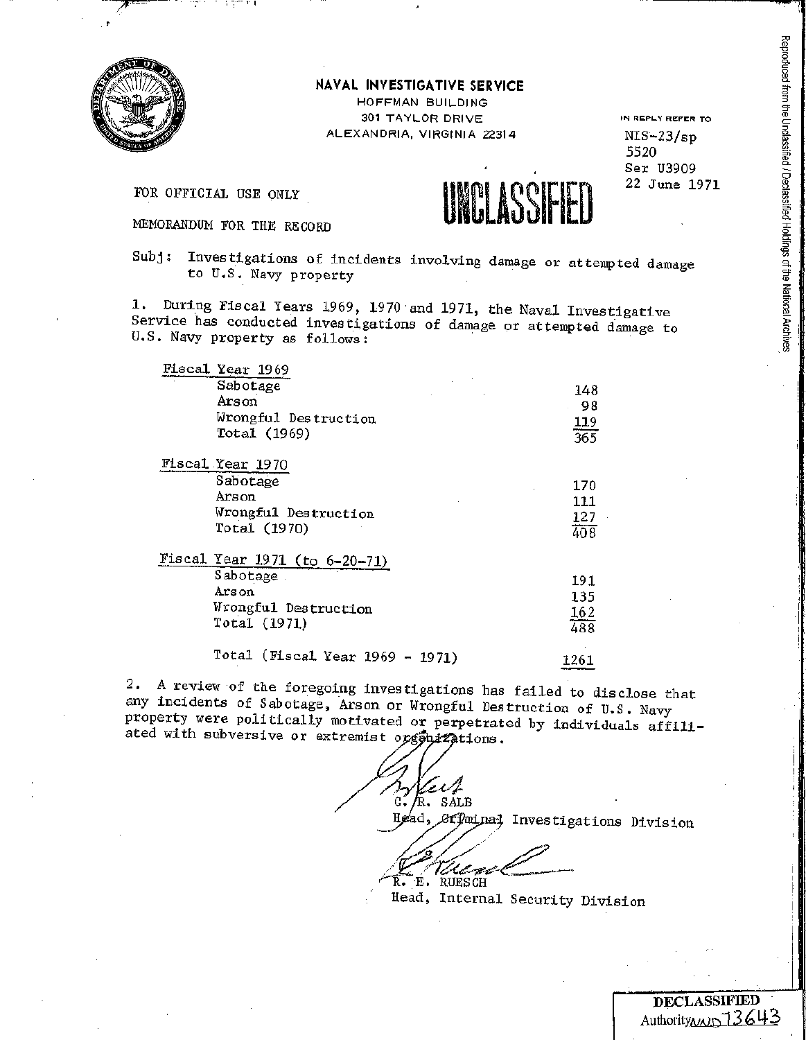NAVAL INVESTIGATIVE SERVICE
HOFFMAN BUILDING
301 TAYLOR DRIVE
ALEXANDRIA, VIRGINIA 22314

IN REPLY REFER TO
NIS-23/sp
5520
Ser U3909
22 June 1971

FOR OFFICIAL USE ONLY

UNCLASSIFIED

MEMORANDUM FOR THE RECORD

Subj: Investigations of incidents involving damage or attempted damage to U.S. Navy property

1. During Fiscal Years 1969, 1970 and 1971, the Naval Investigative Service has conducted investigations of damage or attempted damage to U.S. Navy property as follows:

| | |
|---|---|
| **Fiscal Year 1969** | |
| Sabotage | 148 |
| Arson | 98 |
| Wrongful Destruction | 119 |
| Total (1969) | 365 |
| **Fiscal Year 1970** | |
| Sabotage | 170 |
| Arson | 111 |
| Wrongful Destruction | 127 |
| Total (1970) | 408 |
| **Fiscal Year 1971 (to 6-20-71)** | |
| Sabotage | 191 |
| Arson | 135 |
| Wrongful Destruction | 162 |
| Total (1971) | 488 |
| Total (Fiscal Year 1969 - 1971) | 1261 |

2. A review of the foregoing investigations has failed to disclose that any incidents of Sabotage, Arson or Wrongful Destruction of U.S. Navy property were politically motivated or perpetrated by individuals affiliated with subversive or extremist organizations.

G. R. SALB
Head, Criminal Investigations Division

R. E. RUESCH
Head, Internal Security Division

DECLASSIFIED
Authority NND 73643